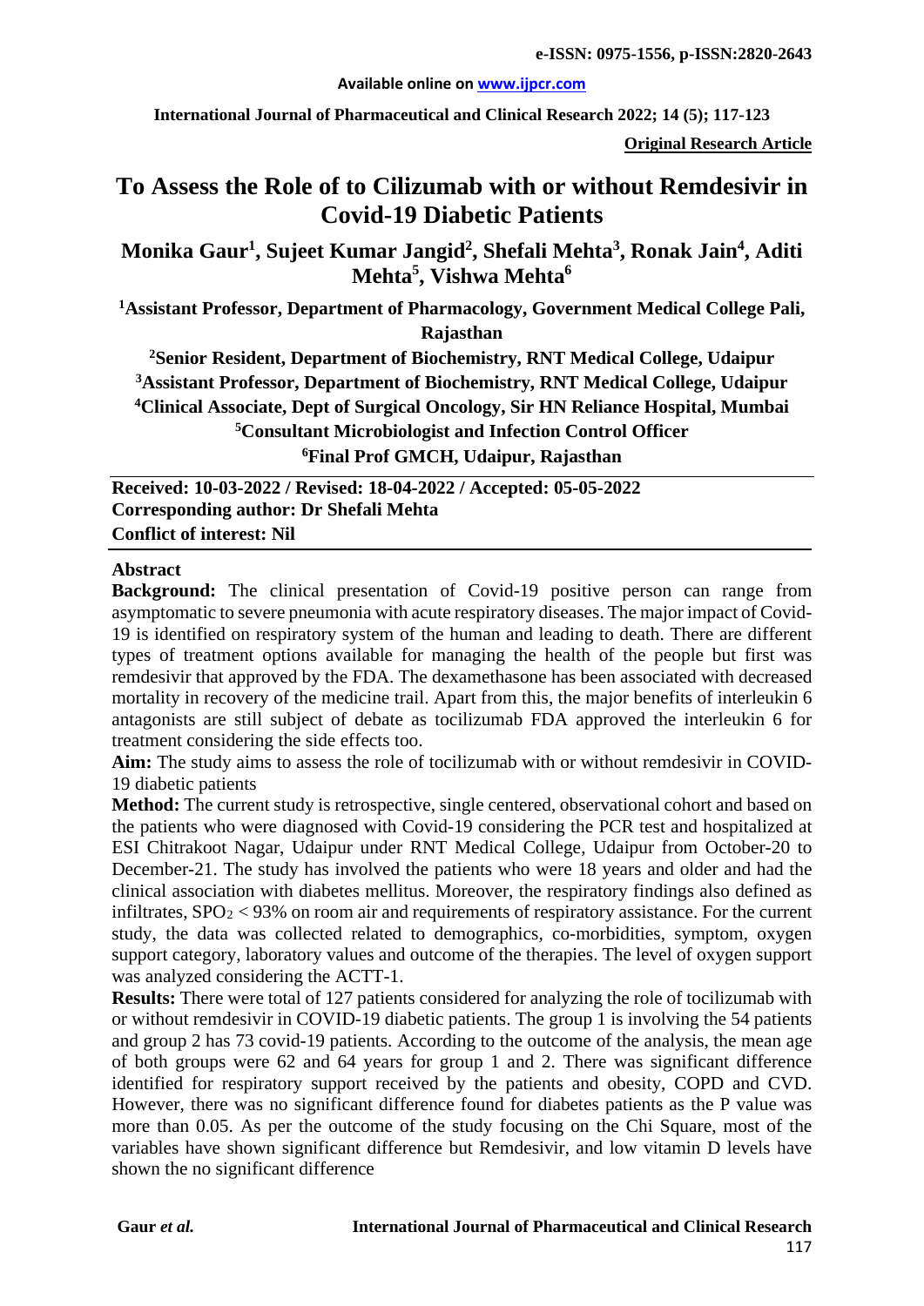e-ISSN: 0975-1556, p-ISSN:2820-2643

Available online on www.ijpcr.com

International Journal of Pharmaceutical and Clinical Research 2022; 14 (5); 117-123

**Original Research Article**

# To Assess the Role of to Cilizumab with or without Remdesivir in Covid-19 Diabetic Patients

**Monika Gaur[1], Sujeet Kumar Jangid[2], Shefali Mehta[3], Ronak Jain[4], Aditi Mehta[5], Vishwa Mehta[6]**

[1]Assistant Professor, Department of Pharmacology, Government Medical College Pali, Rajasthan

[2]Senior Resident, Department of Biochemistry, RNT Medical College, Udaipur

[3]Assistant Professor, Department of Biochemistry, RNT Medical College, Udaipur

[4]Clinical Associate, Dept of Surgical Oncology, Sir HN Reliance Hospital, Mumbai

[5]Consultant Microbiologist and Infection Control Officer

[6]Final Prof GMCH, Udaipur, Rajasthan

**Received: 10-03-2022 / Revised: 18-04-2022 / Accepted: 05-05-2022**
**Corresponding author: Dr Shefali Mehta**
**Conflict of interest: Nil**

## Abstract

**Background:** The clinical presentation of Covid-19 positive person can range from asymptomatic to severe pneumonia with acute respiratory diseases. The major impact of Covid-19 is identified on respiratory system of the human and leading to death. There are different types of treatment options available for managing the health of the people but first was remdesivir that approved by the FDA. The dexamethasone has been associated with decreased mortality in recovery of the medicine trail. Apart from this, the major benefits of interleukin 6 antagonists are still subject of debate as tocilizumab FDA approved the interleukin 6 for treatment considering the side effects too.

**Aim:** The study aims to assess the role of tocilizumab with or without remdesivir in COVID-19 diabetic patients

**Method:** The current study is retrospective, single centered, observational cohort and based on the patients who were diagnosed with Covid-19 considering the PCR test and hospitalized at ESI Chitrakoot Nagar, Udaipur under RNT Medical College, Udaipur from October-20 to December-21. The study has involved the patients who were 18 years and older and had the clinical association with diabetes mellitus. Moreover, the respiratory findings also defined as infiltrates, $SPO_2 < 93\%$ on room air and requirements of respiratory assistance. For the current study, the data was collected related to demographics, co-morbidities, symptom, oxygen support category, laboratory values and outcome of the therapies. The level of oxygen support was analyzed considering the ACTT-1.

**Results:** There were total of 127 patients considered for analyzing the role of tocilizumab with or without remdesivir in COVID-19 diabetic patients. The group 1 is involving the 54 patients and group 2 has 73 covid-19 patients. According to the outcome of the analysis, the mean age of both groups were 62 and 64 years for group 1 and 2. There was significant difference identified for respiratory support received by the patients and obesity, COPD and CVD. However, there was no significant difference found for diabetes patients as the P value was more than 0.05. As per the outcome of the study focusing on the Chi Square, most of the variables have shown significant difference but Remdesivir, and low vitamin D levels have shown the no significant difference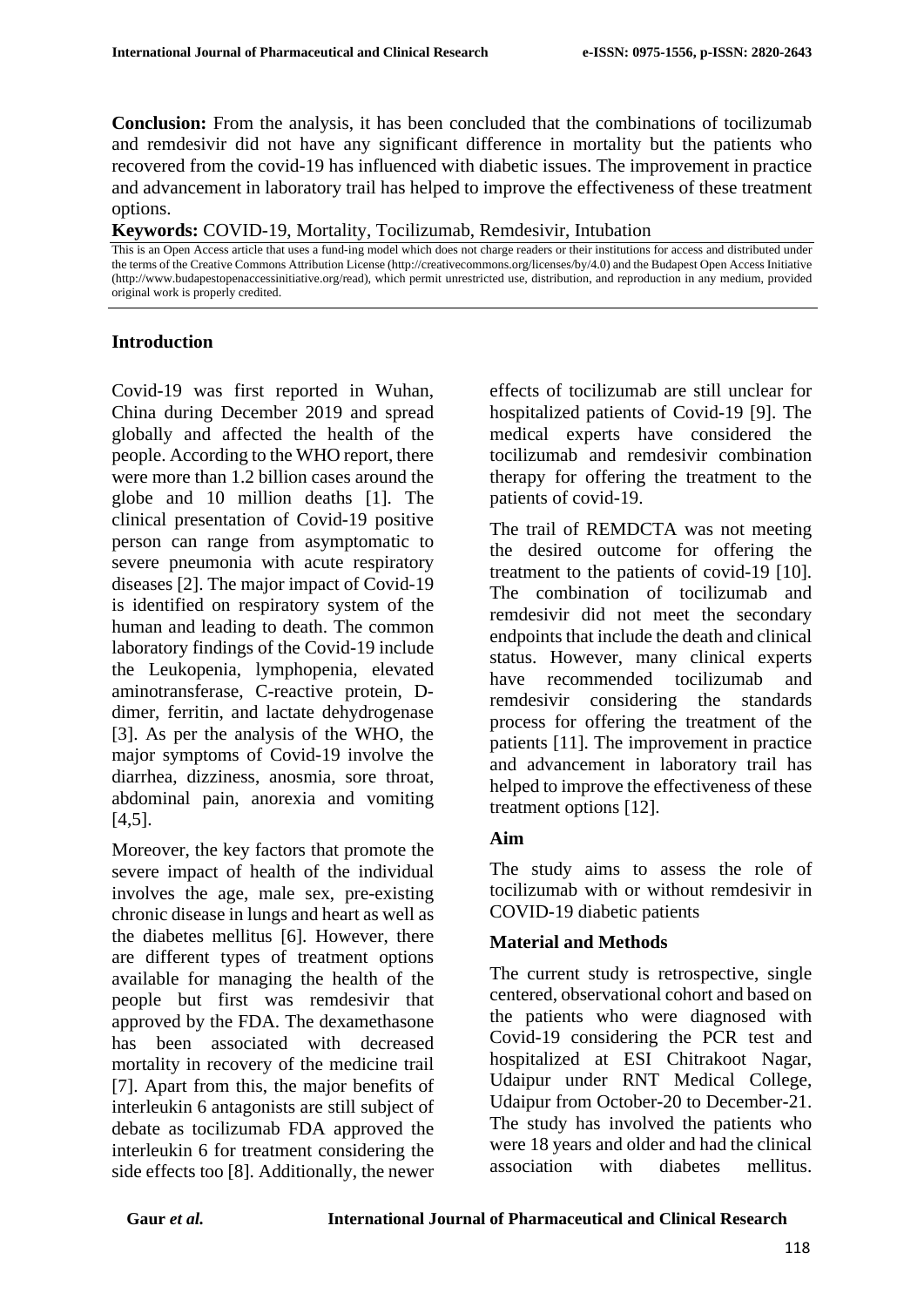**Conclusion:** From the analysis, it has been concluded that the combinations of tocilizumab and remdesivir did not have any significant difference in mortality but the patients who recovered from the covid-19 has influenced with diabetic issues. The improvement in practice and advancement in laboratory trail has helped to improve the effectiveness of these treatment options.

**Keywords:** COVID-19, Mortality, Tocilizumab, Remdesivir, Intubation

This is an Open Access article that uses a fund-ing model which does not charge readers or their institutions for access and distributed under the terms of the Creative Commons Attribution License (http://creativecommons.org/licenses/by/4.0) and the Budapest Open Access Initiative (http://www.budapestopenaccessinitiative.org/read), which permit unrestricted use, distribution, and reproduction in any medium, provided original work is properly credited.

## Introduction

Covid-19 was first reported in Wuhan, China during December 2019 and spread globally and affected the health of the people. According to the WHO report, there were more than 1.2 billion cases around the globe and 10 million deaths [1]. The clinical presentation of Covid-19 positive person can range from asymptomatic to severe pneumonia with acute respiratory diseases [2]. The major impact of Covid-19 is identified on respiratory system of the human and leading to death. The common laboratory findings of the Covid-19 include the Leukopenia, lymphopenia, elevated aminotransferase, C-reactive protein, D-dimer, ferritin, and lactate dehydrogenase [3]. As per the analysis of the WHO, the major symptoms of Covid-19 involve the diarrhea, dizziness, anosmia, sore throat, abdominal pain, anorexia and vomiting [4,5].

Moreover, the key factors that promote the severe impact of health of the individual involves the age, male sex, pre-existing chronic disease in lungs and heart as well as the diabetes mellitus [6]. However, there are different types of treatment options available for managing the health of the people but first was remdesivir that approved by the FDA. The dexamethasone has been associated with decreased mortality in recovery of the medicine trail [7]. Apart from this, the major benefits of interleukin 6 antagonists are still subject of debate as tocilizumab FDA approved the interleukin 6 for treatment considering the side effects too [8]. Additionally, the newer effects of tocilizumab are still unclear for hospitalized patients of Covid-19 [9]. The medical experts have considered the tocilizumab and remdesivir combination therapy for offering the treatment to the patients of covid-19.

The trail of REMDCTA was not meeting the desired outcome for offering the treatment to the patients of covid-19 [10]. The combination of tocilizumab and remdesivir did not meet the secondary endpoints that include the death and clinical status. However, many clinical experts have recommended tocilizumab and remdesivir considering the standards process for offering the treatment of the patients [11]. The improvement in practice and advancement in laboratory trail has helped to improve the effectiveness of these treatment options [12].

### Aim

The study aims to assess the role of tocilizumab with or without remdesivir in COVID-19 diabetic patients

### Material and Methods

The current study is retrospective, single centered, observational cohort and based on the patients who were diagnosed with Covid-19 considering the PCR test and hospitalized at ESI Chitrakoot Nagar, Udaipur under RNT Medical College, Udaipur from October-20 to December-21. The study has involved the patients who were 18 years and older and had the clinical association with diabetes mellitus.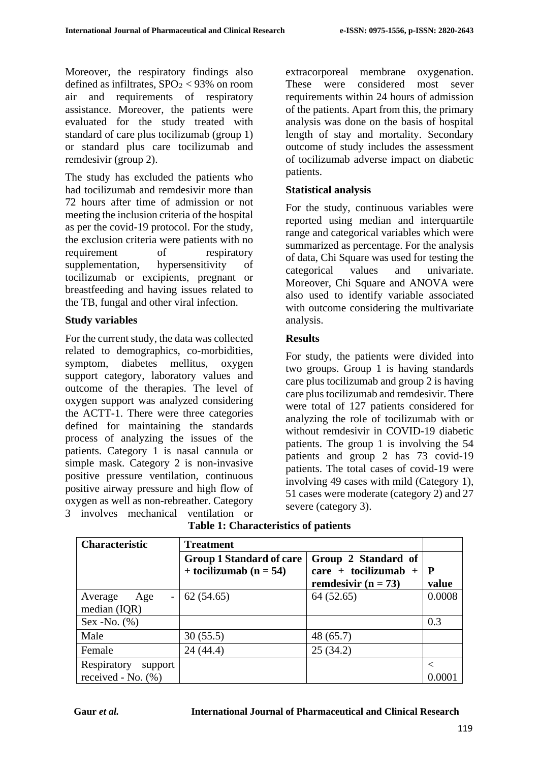Moreover, the respiratory findings also defined as infiltrates, $SPO_2 < 93\%$ on room air and requirements of respiratory assistance. Moreover, the patients were evaluated for the study treated with standard of care plus tocilizumab (group 1) or standard plus care tocilizumab and remdesivir (group 2).

The study has excluded the patients who had tocilizumab and remdesivir more than 72 hours after time of admission or not meeting the inclusion criteria of the hospital as per the covid-19 protocol. For the study, the exclusion criteria were patients with no requirement of respiratory supplementation, hypersensitivity of tocilizumab or excipients, pregnant or breastfeeding and having issues related to the TB, fungal and other viral infection.

### Study variables

For the current study, the data was collected related to demographics, co-morbidities, symptom, diabetes mellitus, oxygen support category, laboratory values and outcome of the therapies. The level of oxygen support was analyzed considering the ACTT-1. There were three categories defined for maintaining the standards process of analyzing the issues of the patients. Category 1 is nasal cannula or simple mask. Category 2 is non-invasive positive pressure ventilation, continuous positive airway pressure and high flow of oxygen as well as non-rebreather. Category 3 involves mechanical ventilation or extracorporeal membrane oxygenation. These were considered most sever requirements within 24 hours of admission of the patients. Apart from this, the primary analysis was done on the basis of hospital length of stay and mortality. Secondary outcome of study includes the assessment of tocilizumab adverse impact on diabetic patients.

### Statistical analysis

For the study, continuous variables were reported using median and interquartile range and categorical variables which were summarized as percentage. For the analysis of data, Chi Square was used for testing the categorical values and univariate. Moreover, Chi Square and ANOVA were also used to identify variable associated with outcome considering the multivariate analysis.

### Results

For study, the patients were divided into two groups. Group 1 is having standards care plus tocilizumab and group 2 is having care plus tocilizumab and remdesivir. There were total of 127 patients considered for analyzing the role of tocilizumab with or without remdesivir in COVID-19 diabetic patients. The group 1 is involving the 54 patients and group 2 has 73 covid-19 patients. The total cases of covid-19 were involving 49 cases with mild (Category 1), 51 cases were moderate (category 2) and 27 severe (category 3).

**Table 1: Characteristics of patients**

| Characteristic | Treatment | | |
|---|---|---|---|
| | **Group 1 Standard of care + tocilizumab (n = 54)** | **Group 2 Standard of care + tocilizumab + remdesivir (n = 73)** | **P value** |
| Average Age - median (IQR) | 62 (54.65) | 64 (52.65) | 0.0008 |
| Sex -No. (%) | | | 0.3 |
| Male | 30 (55.5) | 48 (65.7) | |
| Female | 24 (44.4) | 25 (34.2) | |
| Respiratory support received - No. (%) | | | < 0.0001 |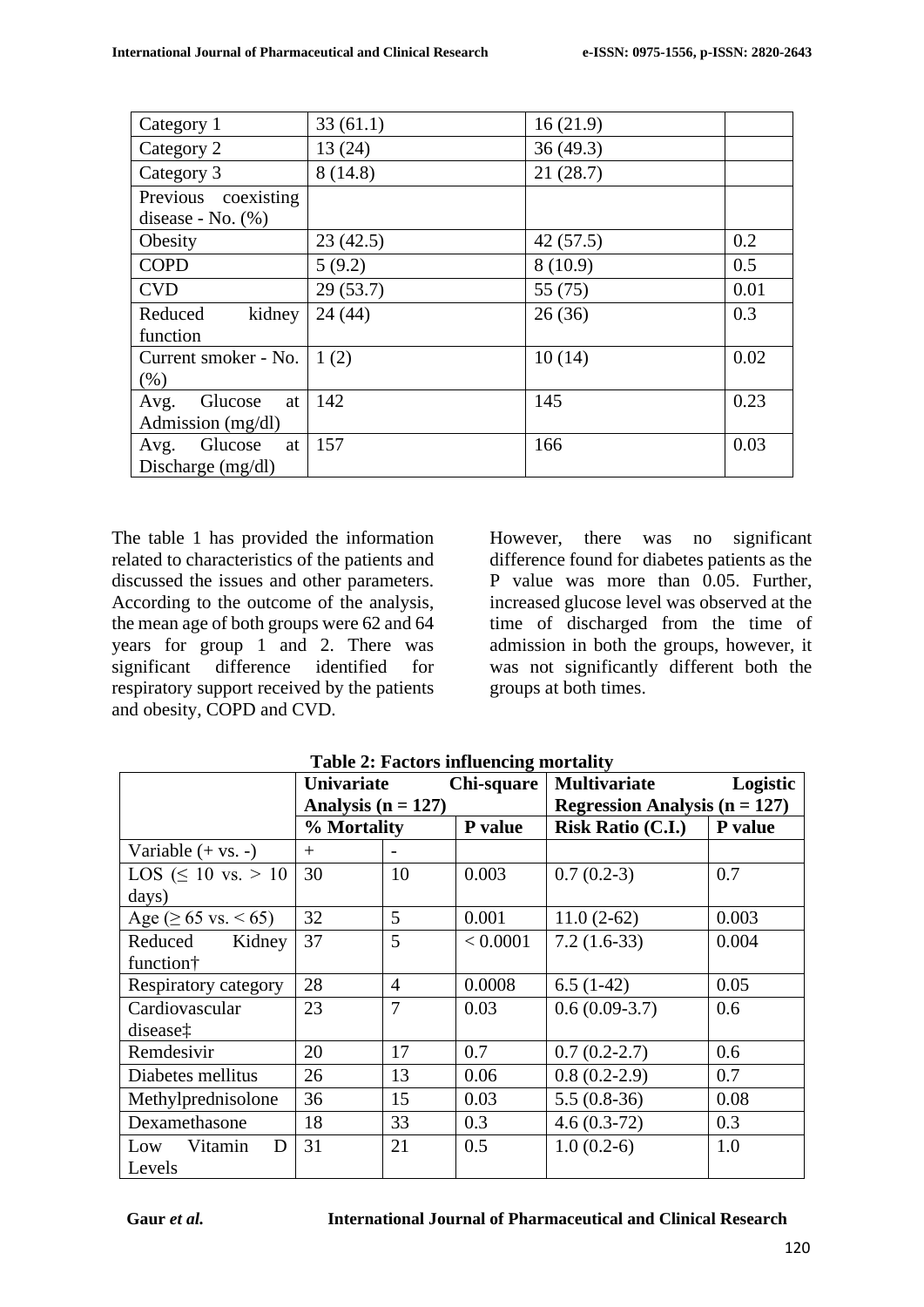| | | | |
|---|---|---|---|
| Category 1 | 33 (61.1) | 16 (21.9) | |
| Category 2 | 13 (24) | 36 (49.3) | |
| Category 3 | 8 (14.8) | 21 (28.7) | |
| Previous coexisting disease - No. (%) | | | |
| Obesity | 23 (42.5) | 42 (57.5) | 0.2 |
| COPD | 5 (9.2) | 8 (10.9) | 0.5 |
| CVD | 29 (53.7) | 55 (75) | 0.01 |
| Reduced kidney function | 24 (44) | 26 (36) | 0.3 |
| Current smoker - No. (%) | 1 (2) | 10 (14) | 0.02 |
| Avg. Glucose at Admission (mg/dl) | 142 | 145 | 0.23 |
| Avg. Glucose at Discharge (mg/dl) | 157 | 166 | 0.03 |

The table 1 has provided the information related to characteristics of the patients and discussed the issues and other parameters. According to the outcome of the analysis, the mean age of both groups were 62 and 64 years for group 1 and 2. There was significant difference identified for respiratory support received by the patients and obesity, COPD and CVD. However, there was no significant difference found for diabetes patients as the P value was more than 0.05. Further, increased glucose level was observed at the time of discharged from the time of admission in both the groups, however, it was not significantly different both the groups at both times.

**Table 2: Factors influencing mortality**

| | Univariate Chi-square Analysis (n = 127) | | | Multivariate Logistic Regression Analysis (n = 127) | |
|---|---|---|---|---|---|
| | % Mortality | | P value | Risk Ratio (C.I.) | P value |
| Variable (+ vs. -) | + | - | | | |
| LOS (≤ 10 vs. > 10 days) | 30 | 10 | 0.003 | 0.7 (0.2-3) | 0.7 |
| Age (≥ 65 vs. < 65) | 32 | 5 | 0.001 | 11.0 (2-62) | 0.003 |
| Reduced Kidney function† | 37 | 5 | < 0.0001 | 7.2 (1.6-33) | 0.004 |
| Respiratory category | 28 | 4 | 0.0008 | 6.5 (1-42) | 0.05 |
| Cardiovascular disease‡ | 23 | 7 | 0.03 | 0.6 (0.09-3.7) | 0.6 |
| Remdesivir | 20 | 17 | 0.7 | 0.7 (0.2-2.7) | 0.6 |
| Diabetes mellitus | 26 | 13 | 0.06 | 0.8 (0.2-2.9) | 0.7 |
| Methylprednisolone | 36 | 15 | 0.03 | 5.5 (0.8-36) | 0.08 |
| Dexamethasone | 18 | 33 | 0.3 | 4.6 (0.3-72) | 0.3 |
| Low Vitamin D Levels | 31 | 21 | 0.5 | 1.0 (0.2-6) | 1.0 |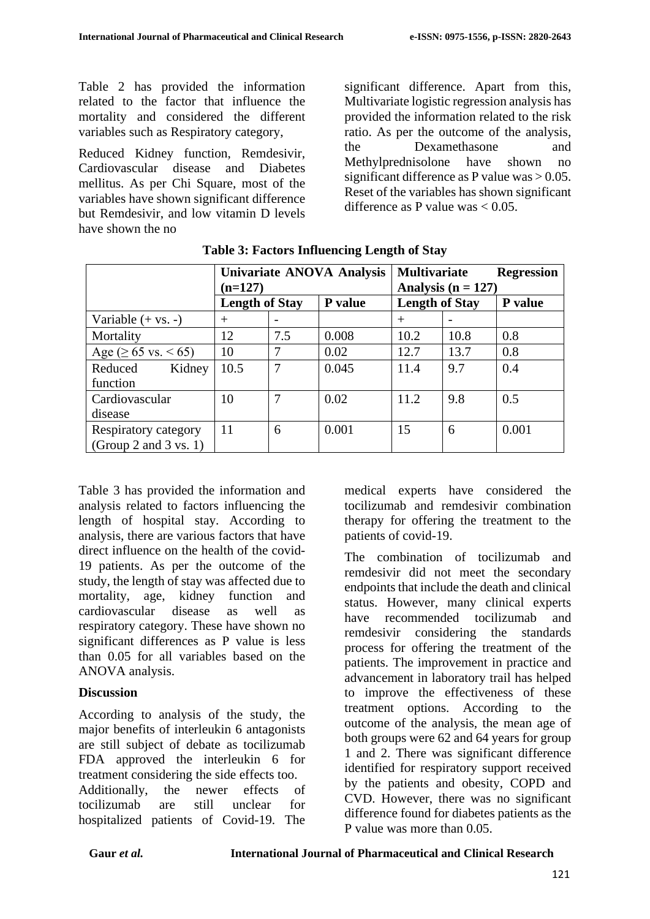Table 2 has provided the information related to the factor that influence the mortality and considered the different variables such as Respiratory category,

Reduced Kidney function, Remdesivir, Cardiovascular disease and Diabetes mellitus. As per Chi Square, most of the variables have shown significant difference but Remdesivir, and low vitamin D levels have shown the no significant difference. Apart from this, Multivariate logistic regression analysis has provided the information related to the risk ratio. As per the outcome of the analysis, the Dexamethasone and Methylprednisolone have shown no significant difference as P value was > 0.05. Reset of the variables has shown significant difference as P value was < 0.05.

**Table 3: Factors Influencing Length of Stay**

| | Univariate ANOVA Analysis (n=127) | | | Multivariate Regression Analysis (n = 127) | | |
|---|---|---|---|---|---|---|
| | Length of Stay | | P value | Length of Stay | | P value |
| Variable (+ vs. -) | + | - | | + | - | |
| Mortality | 12 | 7.5 | 0.008 | 10.2 | 10.8 | 0.8 |
| Age (≥ 65 vs. < 65) | 10 | 7 | 0.02 | 12.7 | 13.7 | 0.8 |
| Reduced Kidney function | 10.5 | 7 | 0.045 | 11.4 | 9.7 | 0.4 |
| Cardiovascular disease | 10 | 7 | 0.02 | 11.2 | 9.8 | 0.5 |
| Respiratory category (Group 2 and 3 vs. 1) | 11 | 6 | 0.001 | 15 | 6 | 0.001 |

Table 3 has provided the information and analysis related to factors influencing the length of hospital stay. According to analysis, there are various factors that have direct influence on the health of the covid-19 patients. As per the outcome of the study, the length of stay was affected due to mortality, age, kidney function and cardiovascular disease as well as respiratory category. These have shown no significant differences as P value is less than 0.05 for all variables based on the ANOVA analysis.

**Discussion**

According to analysis of the study, the major benefits of interleukin 6 antagonists are still subject of debate as tocilizumab FDA approved the interleukin 6 for treatment considering the side effects too. Additionally, the newer effects of tocilizumab are still unclear for hospitalized patients of Covid-19. The medical experts have considered the tocilizumab and remdesivir combination therapy for offering the treatment to the patients of covid-19.

The combination of tocilizumab and remdesivir did not meet the secondary endpoints that include the death and clinical status. However, many clinical experts have recommended tocilizumab and remdesivir considering the standards process for offering the treatment of the patients. The improvement in practice and advancement in laboratory trail has helped to improve the effectiveness of these treatment options. According to the outcome of the analysis, the mean age of both groups were 62 and 64 years for group 1 and 2. There was significant difference identified for respiratory support received by the patients and obesity, COPD and CVD. However, there was no significant difference found for diabetes patients as the P value was more than 0.05.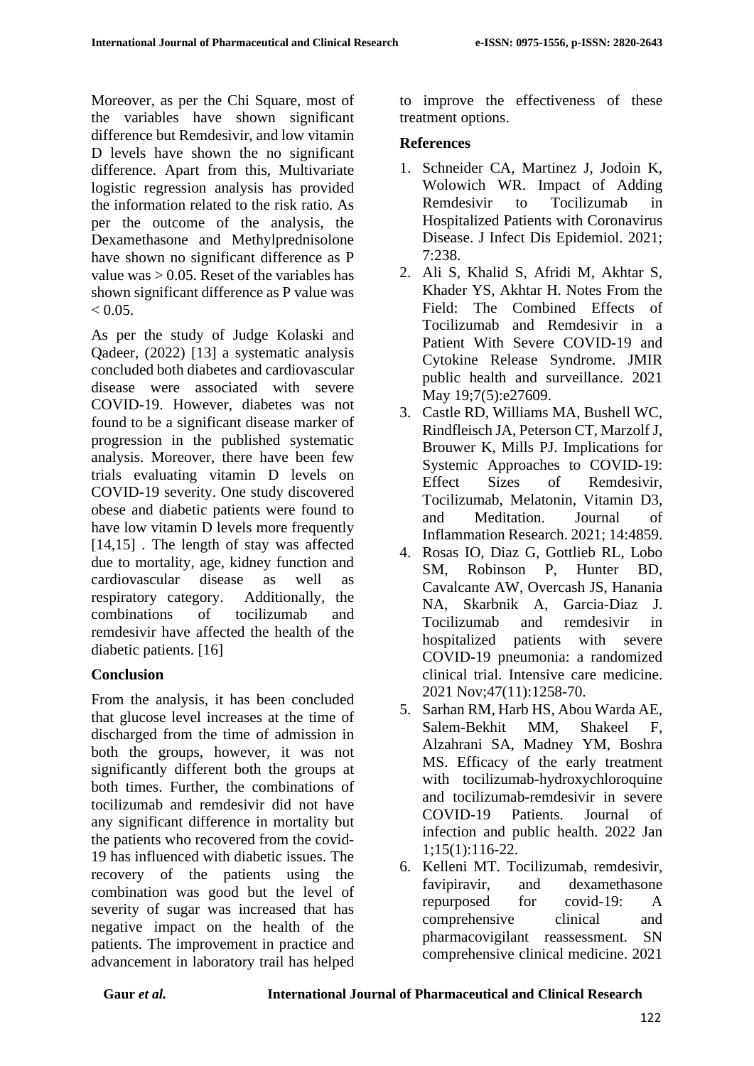Moreover, as per the Chi Square, most of the variables have shown significant difference but Remdesivir, and low vitamin D levels have shown the no significant difference. Apart from this, Multivariate logistic regression analysis has provided the information related to the risk ratio. As per the outcome of the analysis, the Dexamethasone and Methylprednisolone have shown no significant difference as P value was > 0.05. Reset of the variables has shown significant difference as P value was < 0.05.

As per the study of Judge Kolaski and Qadeer, (2022) [13] a systematic analysis concluded both diabetes and cardiovascular disease were associated with severe COVID-19. However, diabetes was not found to be a significant disease marker of progression in the published systematic analysis. Moreover, there have been few trials evaluating vitamin D levels on COVID-19 severity. One study discovered obese and diabetic patients were found to have low vitamin D levels more frequently [14,15] . The length of stay was affected due to mortality, age, kidney function and cardiovascular disease as well as respiratory category. Additionally, the combinations of tocilizumab and remdesivir have affected the health of the diabetic patients. [16]

## Conclusion

From the analysis, it has been concluded that glucose level increases at the time of discharged from the time of admission in both the groups, however, it was not significantly different both the groups at both times. Further, the combinations of tocilizumab and remdesivir did not have any significant difference in mortality but the patients who recovered from the covid-19 has influenced with diabetic issues. The recovery of the patients using the combination was good but the level of severity of sugar was increased that has negative impact on the health of the patients. The improvement in practice and advancement in laboratory trail has helped to improve the effectiveness of these treatment options.

## References

1. Schneider CA, Martinez J, Jodoin K, Wolowich WR. Impact of Adding Remdesivir to Tocilizumab in Hospitalized Patients with Coronavirus Disease. J Infect Dis Epidemiol. 2021; 7:238.
2. Ali S, Khalid S, Afridi M, Akhtar S, Khader YS, Akhtar H. Notes From the Field: The Combined Effects of Tocilizumab and Remdesivir in a Patient With Severe COVID-19 and Cytokine Release Syndrome. JMIR public health and surveillance. 2021 May 19;7(5):e27609.
3. Castle RD, Williams MA, Bushell WC, Rindfleisch JA, Peterson CT, Marzolf J, Brouwer K, Mills PJ. Implications for Systemic Approaches to COVID-19: Effect Sizes of Remdesivir, Tocilizumab, Melatonin, Vitamin D3, and Meditation. Journal of Inflammation Research. 2021; 14:4859.
4. Rosas IO, Diaz G, Gottlieb RL, Lobo SM, Robinson P, Hunter BD, Cavalcante AW, Overcash JS, Hanania NA, Skarbnik A, Garcia-Diaz J. Tocilizumab and remdesivir in hospitalized patients with severe COVID-19 pneumonia: a randomized clinical trial. Intensive care medicine. 2021 Nov;47(11):1258-70.
5. Sarhan RM, Harb HS, Abou Warda AE, Salem-Bekhit MM, Shakeel F, Alzahrani SA, Madney YM, Boshra MS. Efficacy of the early treatment with tocilizumab-hydroxychloroquine and tocilizumab-remdesivir in severe COVID-19 Patients. Journal of infection and public health. 2022 Jan 1;15(1):116-22.
6. Kelleni MT. Tocilizumab, remdesivir, favipiravir, and dexamethasone repurposed for covid-19: A comprehensive clinical and pharmacovigilant reassessment. SN comprehensive clinical medicine. 2021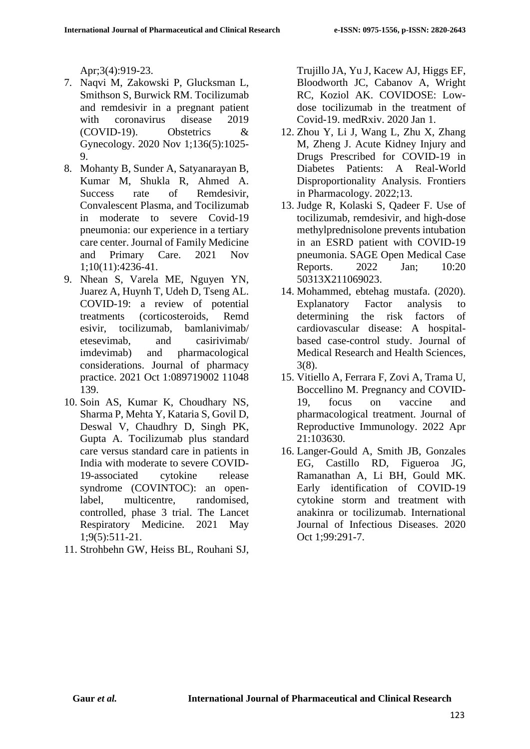Apr;3(4):919-23.

7. Naqvi M, Zakowski P, Glucksman L, Smithson S, Burwick RM. Tocilizumab and remdesivir in a pregnant patient with coronavirus disease 2019 (COVID-19). Obstetrics & Gynecology. 2020 Nov 1;136(5):1025-9.
8. Mohanty B, Sunder A, Satyanarayan B, Kumar M, Shukla R, Ahmed A. Success rate of Remdesivir, Convalescent Plasma, and Tocilizumab in moderate to severe Covid-19 pneumonia: our experience in a tertiary care center. Journal of Family Medicine and Primary Care. 2021 Nov 1;10(11):4236-41.
9. Nhean S, Varela ME, Nguyen YN, Juarez A, Huynh T, Udeh D, Tseng AL. COVID-19: a review of potential treatments (corticosteroids, Remd esivir, tocilizumab, bamlanivimab/ etesevimab, and casirivimab/ imdevimab) and pharmacological considerations. Journal of pharmacy practice. 2021 Oct 1:089719002 11048 139.
10. Soin AS, Kumar K, Choudhary NS, Sharma P, Mehta Y, Kataria S, Govil D, Deswal V, Chaudhry D, Singh PK, Gupta A. Tocilizumab plus standard care versus standard care in patients in India with moderate to severe COVID-19-associated cytokine release syndrome (COVINTOC): an open-label, multicentre, randomised, controlled, phase 3 trial. The Lancet Respiratory Medicine. 2021 May 1;9(5):511-21.
11. Strohbehn GW, Heiss BL, Rouhani SJ, Trujillo JA, Yu J, Kacew AJ, Higgs EF, Bloodworth JC, Cabanov A, Wright RC, Koziol AK. COVIDOSE: Low-dose tocilizumab in the treatment of Covid-19. medRxiv. 2020 Jan 1.
12. Zhou Y, Li J, Wang L, Zhu X, Zhang M, Zheng J. Acute Kidney Injury and Drugs Prescribed for COVID-19 in Diabetes Patients: A Real-World Disproportionality Analysis. Frontiers in Pharmacology. 2022;13.
13. Judge R, Kolaski S, Qadeer F. Use of tocilizumab, remdesivir, and high-dose methylprednisolone prevents intubation in an ESRD patient with COVID-19 pneumonia. SAGE Open Medical Case Reports. 2022 Jan; 10:20 50313X211069023.
14. Mohammed, ebtehag mustafa. (2020). Explanatory Factor analysis to determining the risk factors of cardiovascular disease: A hospital-based case-control study. Journal of Medical Research and Health Sciences, 3(8).
15. Vitiello A, Ferrara F, Zovi A, Trama U, Boccellino M. Pregnancy and COVID-19, focus on vaccine and pharmacological treatment. Journal of Reproductive Immunology. 2022 Apr 21:103630.
16. Langer-Gould A, Smith JB, Gonzales EG, Castillo RD, Figueroa JG, Ramanathan A, Li BH, Gould MK. Early identification of COVID-19 cytokine storm and treatment with anakinra or tocilizumab. International Journal of Infectious Diseases. 2020 Oct 1;99:291-7.